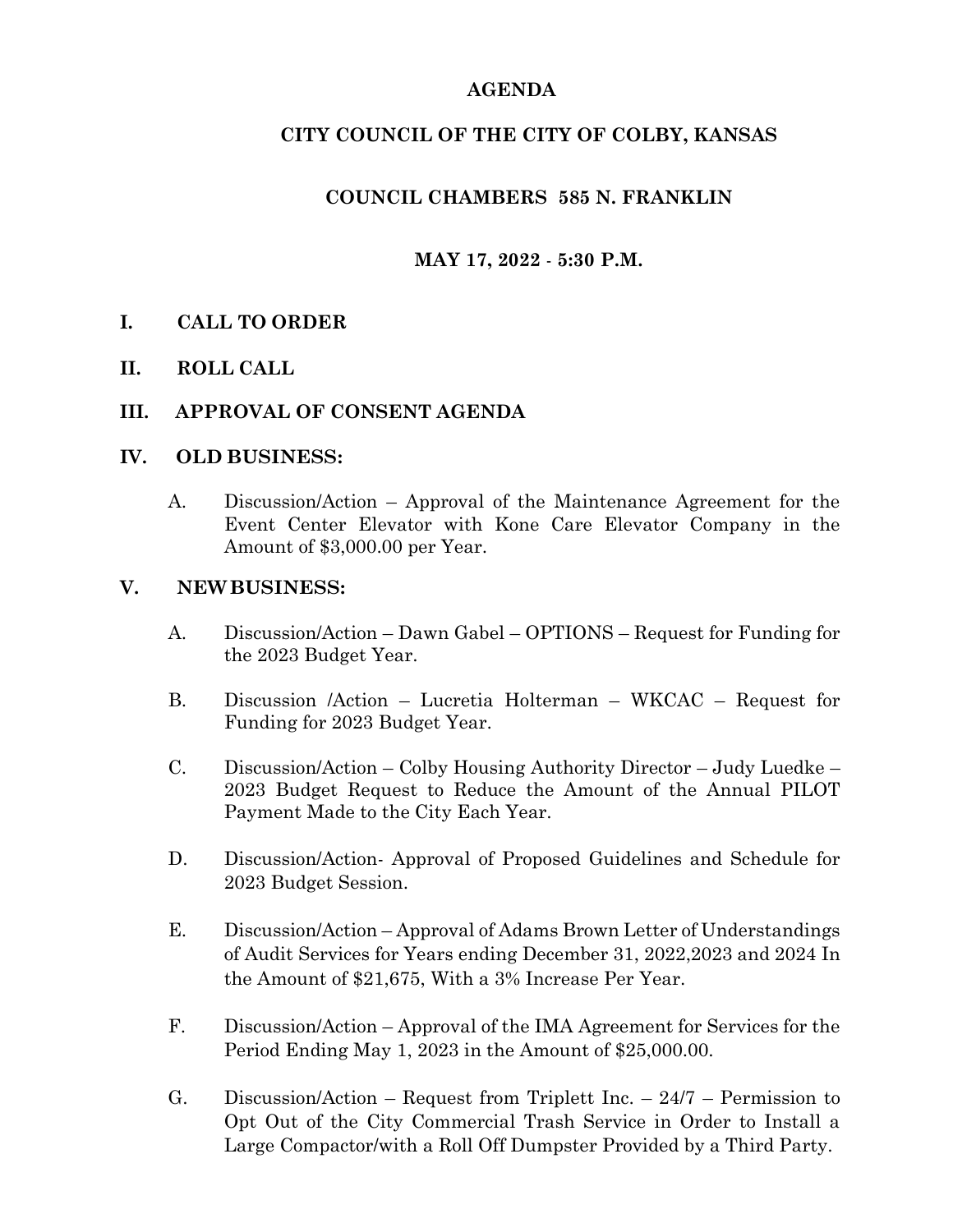# AGENDA

## CITY COUNCIL OF THE CITY OF COLBY, KANSAS

### COUNCIL CHAMBERS 585 N. FRANKLIN

### MAY 17, 2022 - 5:30 P.M.

## I. CALL TO ORDER

## II. ROLL CALL

## III. APPROVAL OF CONSENT AGENDA

## IV. OLD BUSINESS:

A. Discussion/Action – Approval of the Maintenance Agreement for the Event Center Elevator with Kone Care Elevator Company in the Amount of $3,000.00 per Year.

## V. NEW BUSINESS:

A. Discussion/Action – Dawn Gabel – OPTIONS – Request for Funding for the 2023 Budget Year.

B. Discussion /Action – Lucretia Holterman – WKCAC – Request for Funding for 2023 Budget Year.

C. Discussion/Action – Colby Housing Authority Director – Judy Luedke – 2023 Budget Request to Reduce the Amount of the Annual PILOT Payment Made to the City Each Year.

D. Discussion/Action- Approval of Proposed Guidelines and Schedule for 2023 Budget Session.

E. Discussion/Action – Approval of Adams Brown Letter of Understandings of Audit Services for Years ending December 31, 2022,2023 and 2024 In the Amount of $21,675, With a 3% Increase Per Year.

F. Discussion/Action – Approval of the IMA Agreement for Services for the Period Ending May 1, 2023 in the Amount of $25,000.00.

G. Discussion/Action – Request from Triplett Inc. – 24/7 – Permission to Opt Out of the City Commercial Trash Service in Order to Install a Large Compactor/with a Roll Off Dumpster Provided by a Third Party.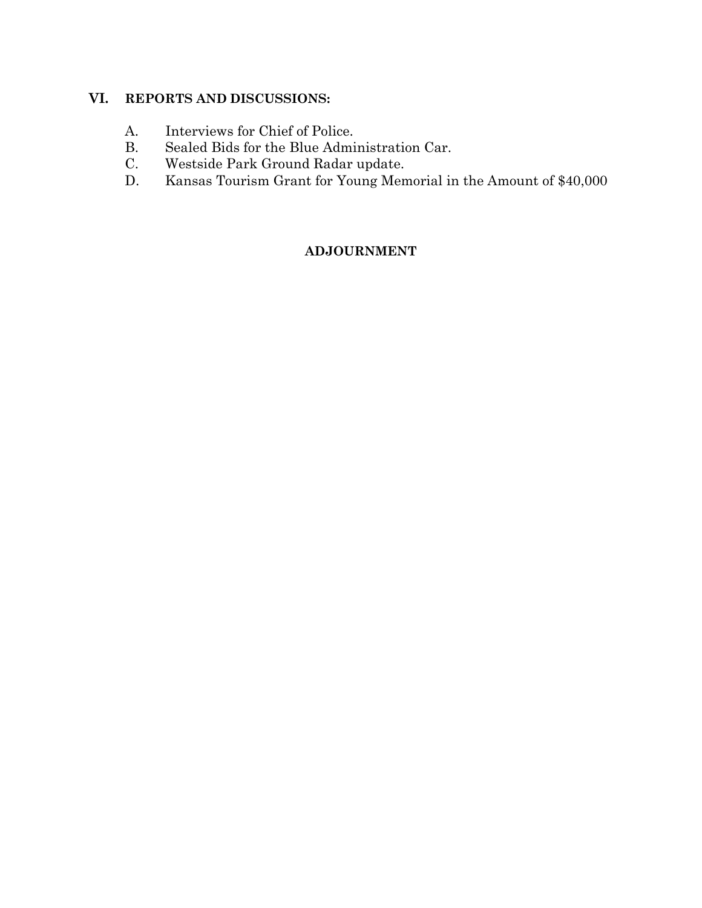## VI. REPORTS AND DISCUSSIONS:

A. Interviews for Chief of Police.
B. Sealed Bids for the Blue Administration Car.
C. Westside Park Ground Radar update.
D. Kansas Tourism Grant for Young Memorial in the Amount of $40,000

**ADJOURNMENT**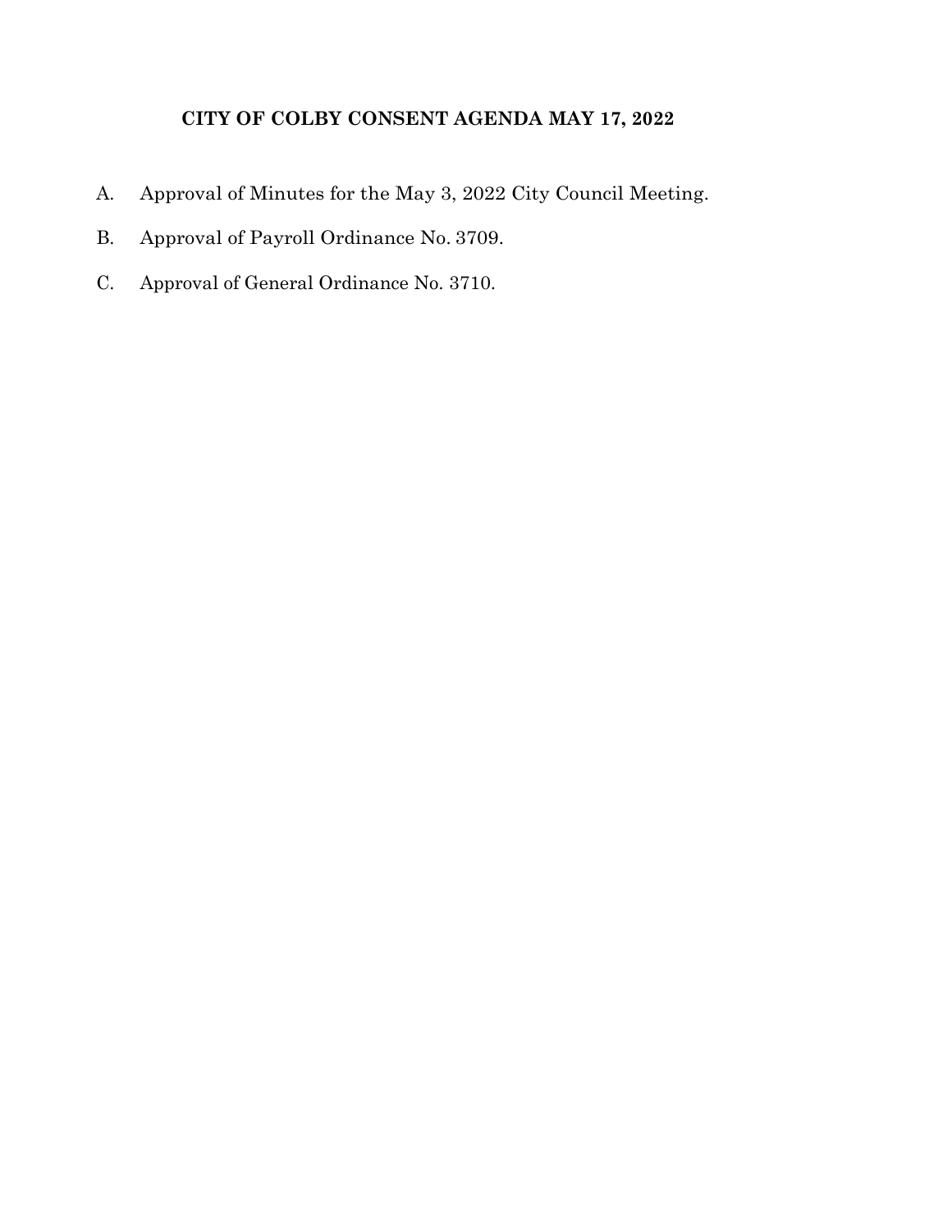# CITY OF COLBY CONSENT AGENDA MAY 17, 2022

A. Approval of Minutes for the May 3, 2022 City Council Meeting.

B. Approval of Payroll Ordinance No. 3709.

C. Approval of General Ordinance No. 3710.